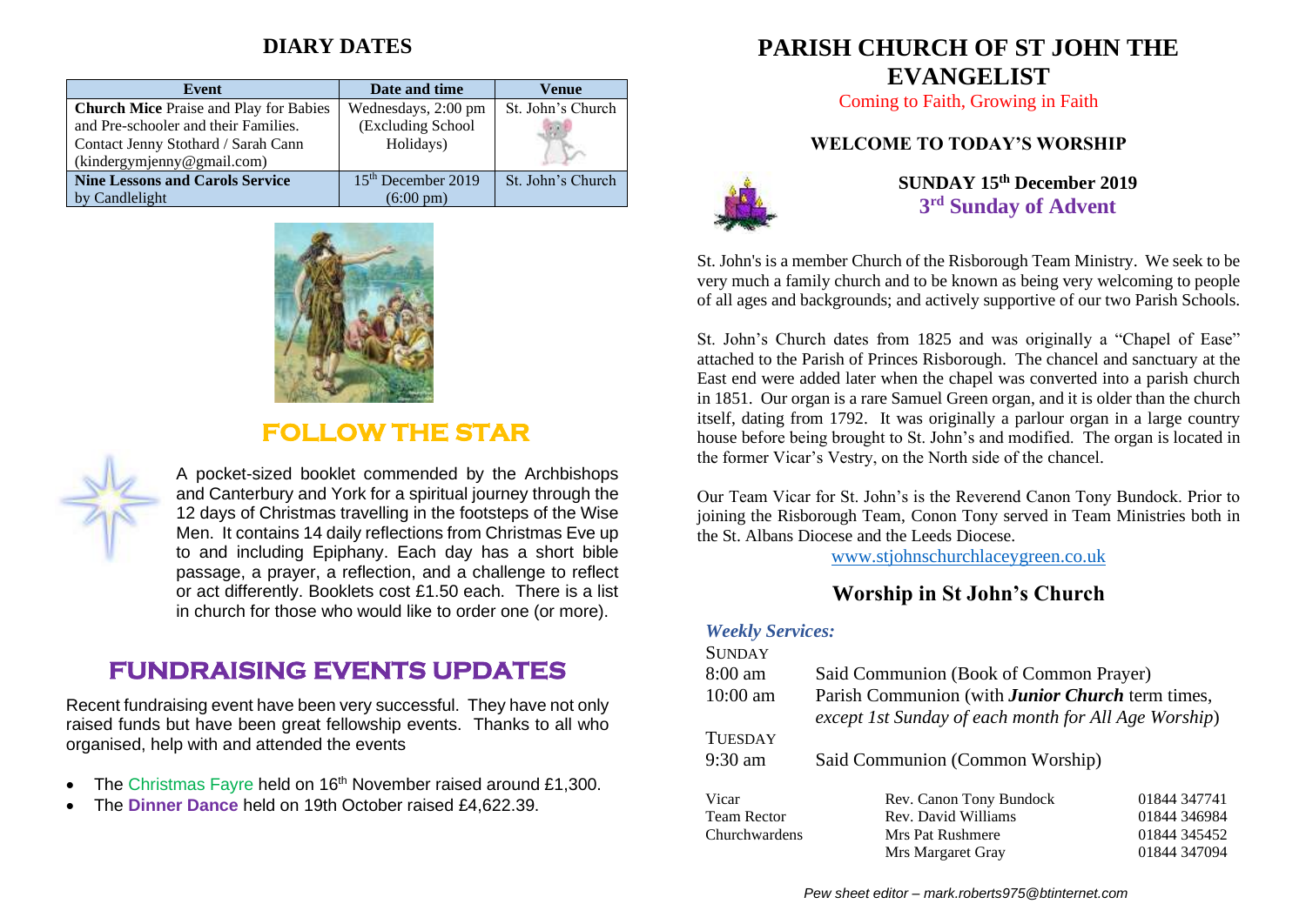## DIARY DATES

| Event | Date and time | Venue |
|---|---|---|
| **Church Mice** Praise and Play for Babies and Pre-schooler and their Families. Contact Jenny Stothard / Sarah Cann (kindergymjenny@gmail.com) | Wednesdays, 2:00 pm (Excluding School Holidays) | St. John's Church |
| **Nine Lessons and Carols Service** by Candlelight | 15th December 2019 (6:00 pm) | St. John's Church |

## FOLLOW THE STAR

A pocket-sized booklet commended by the Archbishops and Canterbury and York for a spiritual journey through the 12 days of Christmas travelling in the footsteps of the Wise Men. It contains 14 daily reflections from Christmas Eve up to and including Epiphany. Each day has a short bible passage, a prayer, a reflection, and a challenge to reflect or act differently. Booklets cost £1.50 each. There is a list in church for those who would like to order one (or more).

## FUNDRAISING EVENTS UPDATES

Recent fundraising event have been very successful. They have not only raised funds but have been great fellowship events. Thanks to all who organised, help with and attended the events

- The Christmas Fayre held on 16th November raised around £1,300.
- The **Dinner Dance** held on 19th October raised £4,622.39.

# PARISH CHURCH OF ST JOHN THE EVANGELIST

Coming to Faith, Growing in Faith

### WELCOME TO TODAY'S WORSHIP

**SUNDAY 15th December 2019**
**3rd Sunday of Advent**

St. John's is a member Church of the Risborough Team Ministry. We seek to be very much a family church and to be known as being very welcoming to people of all ages and backgrounds; and actively supportive of our two Parish Schools.

St. John's Church dates from 1825 and was originally a "Chapel of Ease" attached to the Parish of Princes Risborough. The chancel and sanctuary at the East end were added later when the chapel was converted into a parish church in 1851. Our organ is a rare Samuel Green organ, and it is older than the church itself, dating from 1792. It was originally a parlour organ in a large country house before being brought to St. John's and modified. The organ is located in the former Vicar's Vestry, on the North side of the chancel.

Our Team Vicar for St. John's is the Reverend Canon Tony Bundock. Prior to joining the Risborough Team, Conon Tony served in Team Ministries both in the St. Albans Diocese and the Leeds Diocese.

www.stjohnschurchlaceygreen.co.uk

## Worship in St John's Church

***Weekly Services:***

SUNDAY

8:00 am Said Communion (Book of Common Prayer)

10:00 am Parish Communion (with ***Junior Church*** term times, *except 1st Sunday of each month for All Age Worship*)

TUESDAY

9:30 am Said Communion (Common Worship)

| | | |
|---|---|---|
| Vicar | Rev. Canon Tony Bundock | 01844 347741 |
| Team Rector | Rev. David Williams | 01844 346984 |
| Churchwardens | Mrs Pat Rushmere | 01844 345452 |
| | Mrs Margaret Gray | 01844 347094 |

*Pew sheet editor – mark.roberts975@btinternet.com*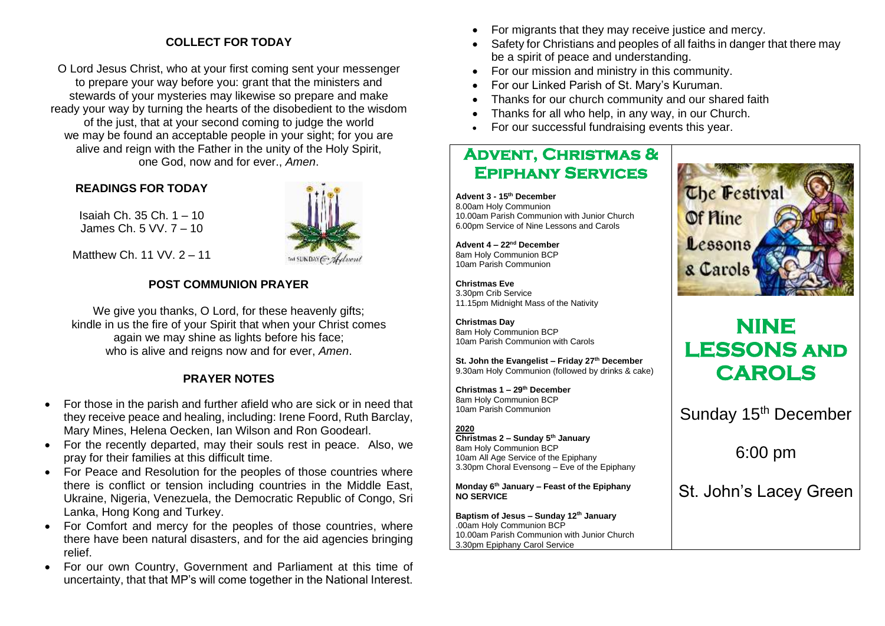## COLLECT FOR TODAY

O Lord Jesus Christ, who at your first coming sent your messenger to prepare your way before you: grant that the ministers and stewards of your mysteries may likewise so prepare and make ready your way by turning the hearts of the disobedient to the wisdom of the just, that at your second coming to judge the world we may be found an acceptable people in your sight; for you are alive and reign with the Father in the unity of the Holy Spirit, one God, now and for ever., *Amen*.

## READINGS FOR TODAY

Isaiah Ch. 35 Ch. 1 – 10
James Ch. 5 VV. 7 – 10

Matthew Ch. 11 VV. 2 – 11

## POST COMMUNION PRAYER

We give you thanks, O Lord, for these heavenly gifts; kindle in us the fire of your Spirit that when your Christ comes again we may shine as lights before his face; who is alive and reigns now and for ever, *Amen*.

## PRAYER NOTES

- For those in the parish and further afield who are sick or in need that they receive peace and healing, including: Irene Foord, Ruth Barclay, Mary Mines, Helena Oecken, Ian Wilson and Ron Goodearl.
- For the recently departed, may their souls rest in peace. Also, we pray for their families at this difficult time.
- For Peace and Resolution for the peoples of those countries where there is conflict or tension including countries in the Middle East, Ukraine, Nigeria, Venezuela, the Democratic Republic of Congo, Sri Lanka, Hong Kong and Turkey.
- For Comfort and mercy for the peoples of those countries, where there have been natural disasters, and for the aid agencies bringing relief.
- For our own Country, Government and Parliament at this time of uncertainty, that that MP's will come together in the National Interest.
- For migrants that they may receive justice and mercy.
- Safety for Christians and peoples of all faiths in danger that there may be a spirit of peace and understanding.
- For our mission and ministry in this community.
- For our Linked Parish of St. Mary's Kuruman.
- Thanks for our church community and our shared faith
- Thanks for all who help, in any way, in our Church.
- For our successful fundraising events this year.

## ADVENT, CHRISTMAS & EPIPHANY SERVICES

**Advent 3 - 15th December**
8.00am Holy Communion
10.00am Parish Communion with Junior Church
6.00pm Service of Nine Lessons and Carols

**Advent 4 – 22nd December**
8am Holy Communion BCP
10am Parish Communion

**Christmas Eve**
3.30pm Crib Service
11.15pm Midnight Mass of the Nativity

**Christmas Day**
8am Holy Communion BCP
10am Parish Communion with Carols

**St. John the Evangelist – Friday 27th December**
9.30am Holy Communion (followed by drinks & cake)

**Christmas 1 – 29th December**
8am Holy Communion BCP
10am Parish Communion

**2020**
**Christmas 2 – Sunday 5th January**
8am Holy Communion BCP
10am All Age Service of the Epiphany
3.30pm Choral Evensong – Eve of the Epiphany

**Monday 6th January – Feast of the Epiphany**
**NO SERVICE**

**Baptism of Jesus – Sunday 12th January**
.00am Holy Communion BCP
10.00am Parish Communion with Junior Church
3.30pm Epiphany Carol Service

## NINE LESSONS AND CAROLS

Sunday 15th December

6:00 pm

St. John's Lacey Green